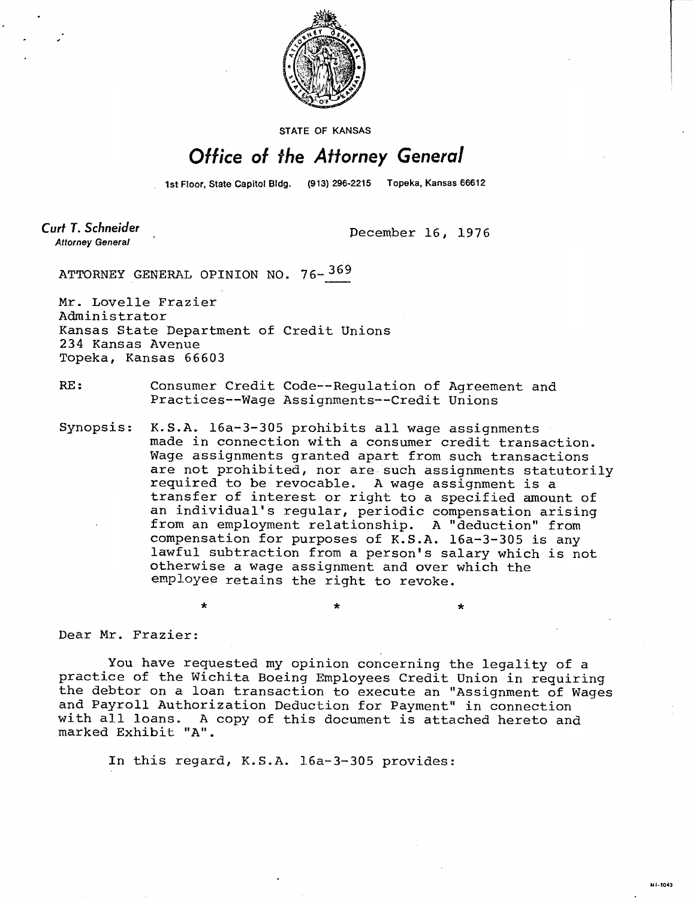STATE OF KANSAS

# Office of the Attorney General

1st Floor, State Capitol Bldg. (913) 296-2215 Topeka, Kansas 66612

**Curt T. Schneider**
*Attorney General*

December 16, 1976

ATTORNEY GENERAL OPINION NO. 76-369

Mr. Lovelle Frazier
Administrator
Kansas State Department of Credit Unions
234 Kansas Avenue
Topeka, Kansas 66603

RE: Consumer Credit Code--Regulation of Agreement and Practices--Wage Assignments--Credit Unions

Synopsis: K.S.A. 16a-3-305 prohibits all wage assignments made in connection with a consumer credit transaction. Wage assignments granted apart from such transactions are not prohibited, nor are such assignments statutorily required to be revocable. A wage assignment is a transfer of interest or right to a specified amount of an individual's regular, periodic compensation arising from an employment relationship. A "deduction" from compensation for purposes of K.S.A. 16a-3-305 is any lawful subtraction from a person's salary which is not otherwise a wage assignment and over which the employee retains the right to revoke.

\* \* \*

Dear Mr. Frazier:

You have requested my opinion concerning the legality of a practice of the Wichita Boeing Employees Credit Union in requiring the debtor on a loan transaction to execute an "Assignment of Wages and Payroll Authorization Deduction for Payment" in connection with all loans. A copy of this document is attached hereto and marked Exhibit "A".

In this regard, K.S.A. 16a-3-305 provides: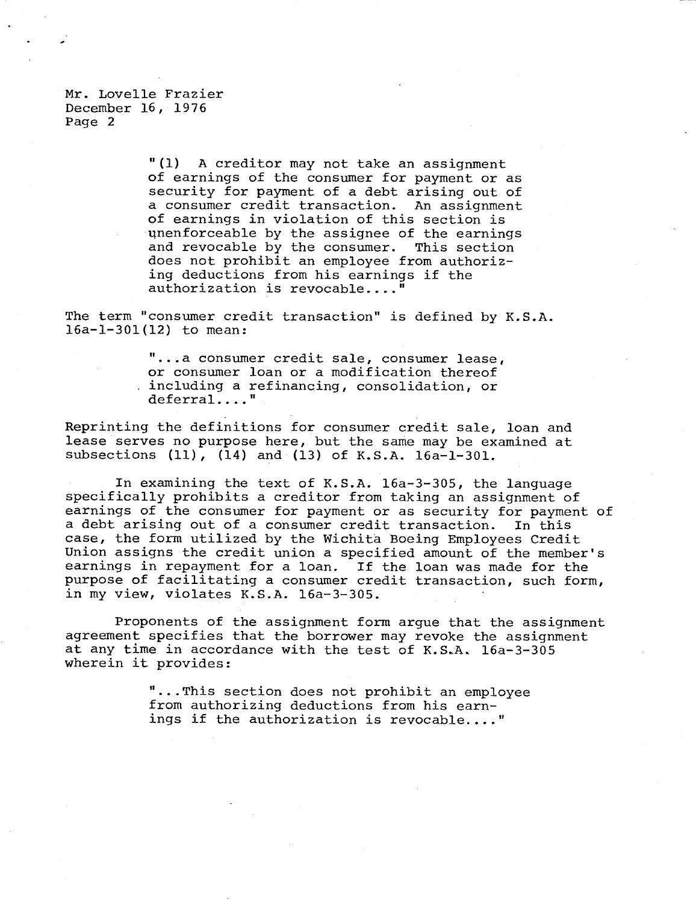> "(1) A creditor may not take an assignment of earnings of the consumer for payment or as security for payment of a debt arising out of a consumer credit transaction. An assignment of earnings in violation of this section is unenforceable by the assignee of the earnings and revocable by the consumer. This section does not prohibit an employee from authorizing deductions from his earnings if the authorization is revocable...."

The term "consumer credit transaction" is defined by K.S.A. 16a-1-301(12) to mean:

> "...a consumer credit sale, consumer lease, or consumer loan or a modification thereof including a refinancing, consolidation, or deferral...."

Reprinting the definitions for consumer credit sale, loan and lease serves no purpose here, but the same may be examined at subsections (11), (14) and (13) of K.S.A. 16a-1-301.

In examining the text of K.S.A. 16a-3-305, the language specifically prohibits a creditor from taking an assignment of earnings of the consumer for payment or as security for payment of a debt arising out of a consumer credit transaction. In this case, the form utilized by the Wichita Boeing Employees Credit Union assigns the credit union a specified amount of the member's earnings in repayment for a loan. If the loan was made for the purpose of facilitating a consumer credit transaction, such form, in my view, violates K.S.A. 16a-3-305.

Proponents of the assignment form argue that the assignment agreement specifies that the borrower may revoke the assignment at any time in accordance with the test of K.S.A. 16a-3-305 wherein it provides:

> "...This section does not prohibit an employee from authorizing deductions from his earnings if the authorization is revocable...."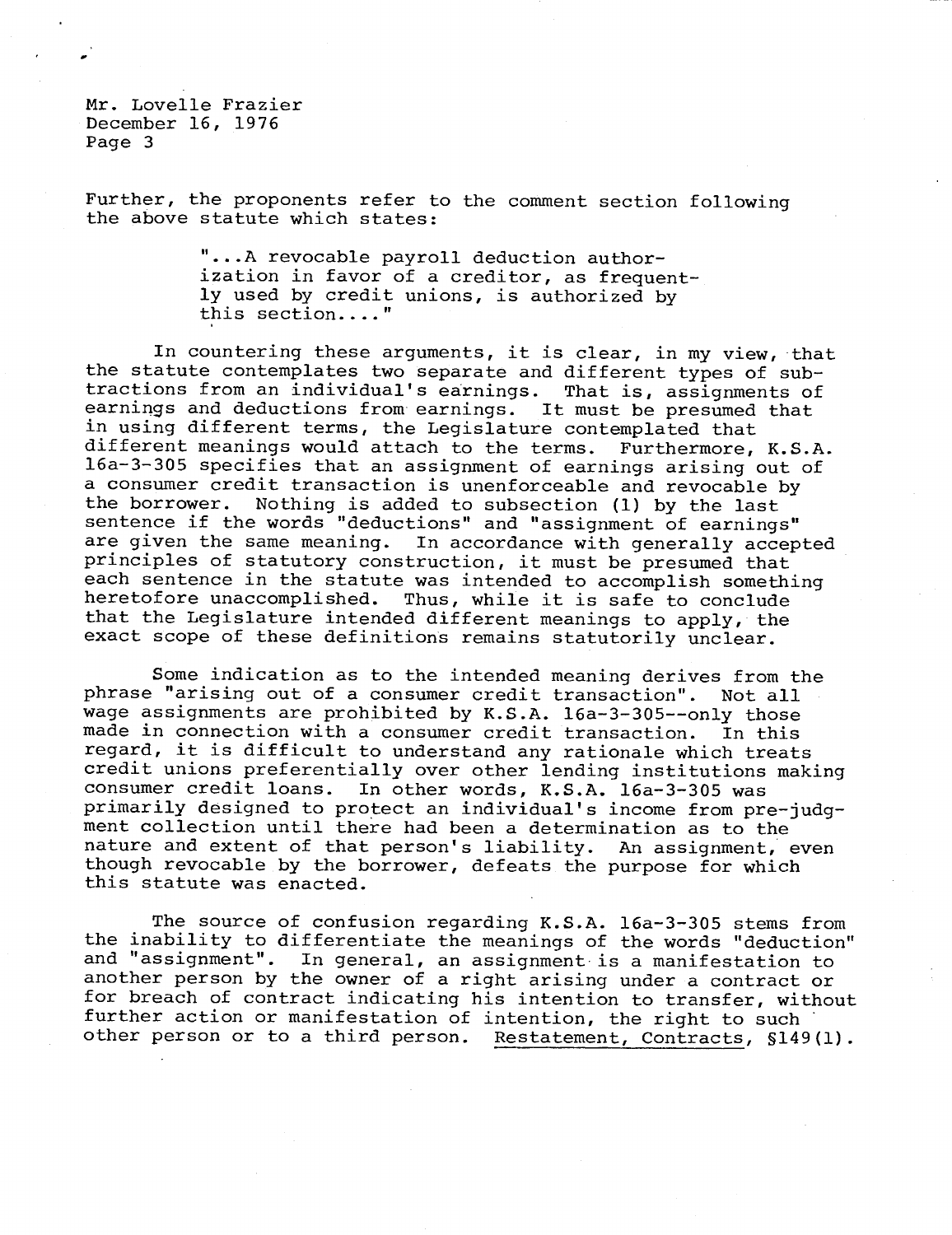Further, the proponents refer to the comment section following the above statute which states:

> "...A revocable payroll deduction authorization in favor of a creditor, as frequently used by credit unions, is authorized by this section...."

In countering these arguments, it is clear, in my view, that the statute contemplates two separate and different types of subtractions from an individual's earnings. That is, assignments of earnings and deductions from earnings. It must be presumed that in using different terms, the Legislature contemplated that different meanings would attach to the terms. Furthermore, K.S.A. 16a-3-305 specifies that an assignment of earnings arising out of a consumer credit transaction is unenforceable and revocable by the borrower. Nothing is added to subsection (1) by the last sentence if the words "deductions" and "assignment of earnings" are given the same meaning. In accordance with generally accepted principles of statutory construction, it must be presumed that each sentence in the statute was intended to accomplish something heretofore unaccomplished. Thus, while it is safe to conclude that the Legislature intended different meanings to apply, the exact scope of these definitions remains statutorily unclear.

Some indication as to the intended meaning derives from the phrase "arising out of a consumer credit transaction". Not all wage assignments are prohibited by K.S.A. 16a-3-305--only those made in connection with a consumer credit transaction. In this regard, it is difficult to understand any rationale which treats credit unions preferentially over other lending institutions making consumer credit loans. In other words, K.S.A. 16a-3-305 was primarily designed to protect an individual's income from pre-judgment collection until there had been a determination as to the nature and extent of that person's liability. An assignment, even though revocable by the borrower, defeats the purpose for which this statute was enacted.

The source of confusion regarding K.S.A. 16a-3-305 stems from the inability to differentiate the meanings of the words "deduction" and "assignment". In general, an assignment is a manifestation to another person by the owner of a right arising under a contract or for breach of contract indicating his intention to transfer, without further action or manifestation of intention, the right to such other person or to a third person. Restatement, Contracts, §149(1).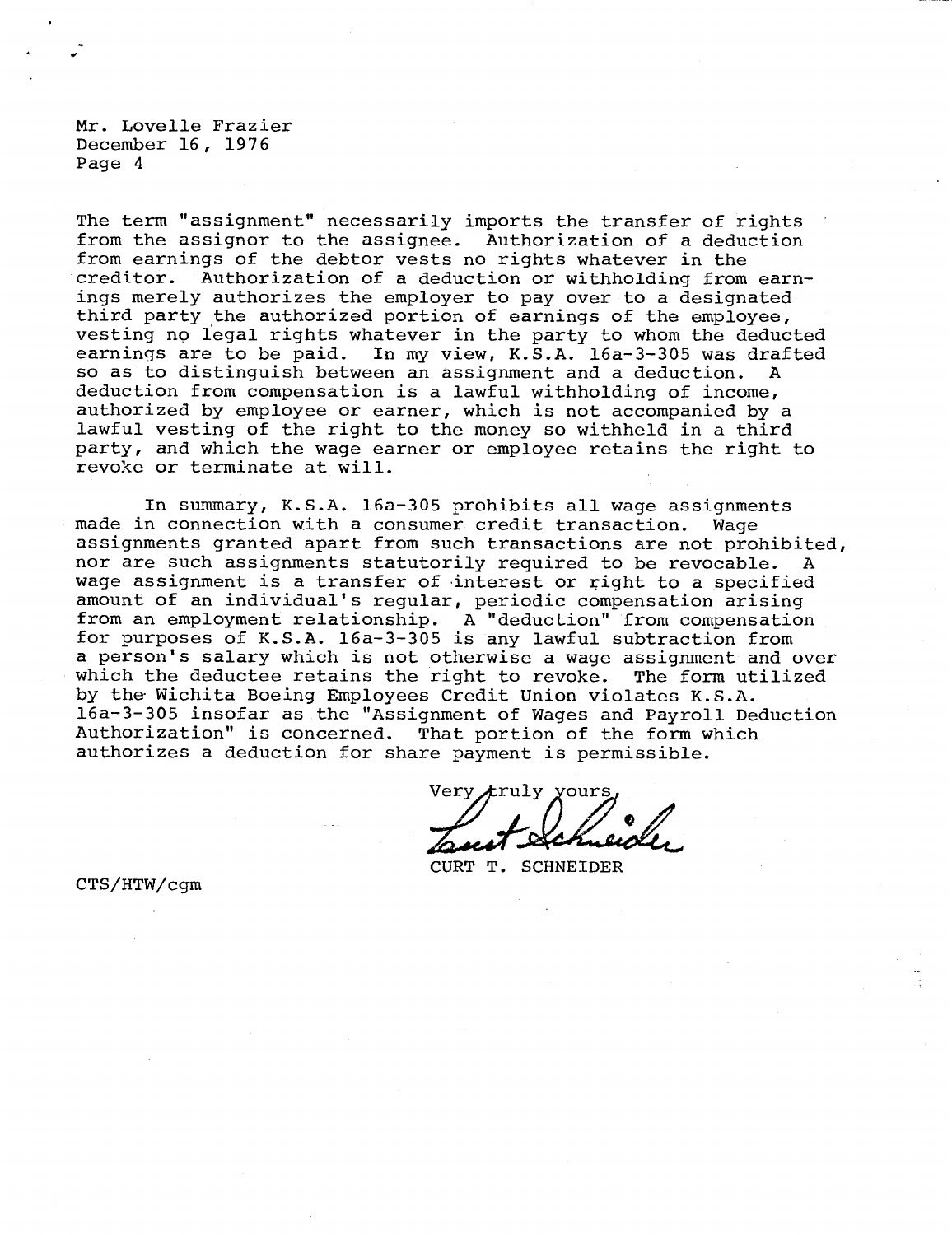The term "assignment" necessarily imports the transfer of rights from the assignor to the assignee. Authorization of a deduction from earnings of the debtor vests no rights whatever in the creditor. Authorization of a deduction or withholding from earnings merely authorizes the employer to pay over to a designated third party the authorized portion of earnings of the employee, vesting no legal rights whatever in the party to whom the deducted earnings are to be paid. In my view, K.S.A. 16a-3-305 was drafted so as to distinguish between an assignment and a deduction. A deduction from compensation is a lawful withholding of income, authorized by employee or earner, which is not accompanied by a lawful vesting of the right to the money so withheld in a third party, and which the wage earner or employee retains the right to revoke or terminate at will.

In summary, K.S.A. 16a-305 prohibits all wage assignments made in connection with a consumer credit transaction. Wage assignments granted apart from such transactions are not prohibited, nor are such assignments statutorily required to be revocable. A wage assignment is a transfer of interest or right to a specified amount of an individual's regular, periodic compensation arising from an employment relationship. A "deduction" from compensation for purposes of K.S.A. 16a-3-305 is any lawful subtraction from a person's salary which is not otherwise a wage assignment and over which the deductee retains the right to revoke. The form utilized by the Wichita Boeing Employees Credit Union violates K.S.A. 16a-3-305 insofar as the "Assignment of Wages and Payroll Deduction Authorization" is concerned. That portion of the form which authorizes a deduction for share payment is permissible.

Very truly yours,

CURT T. SCHNEIDER

CTS/HTW/cgm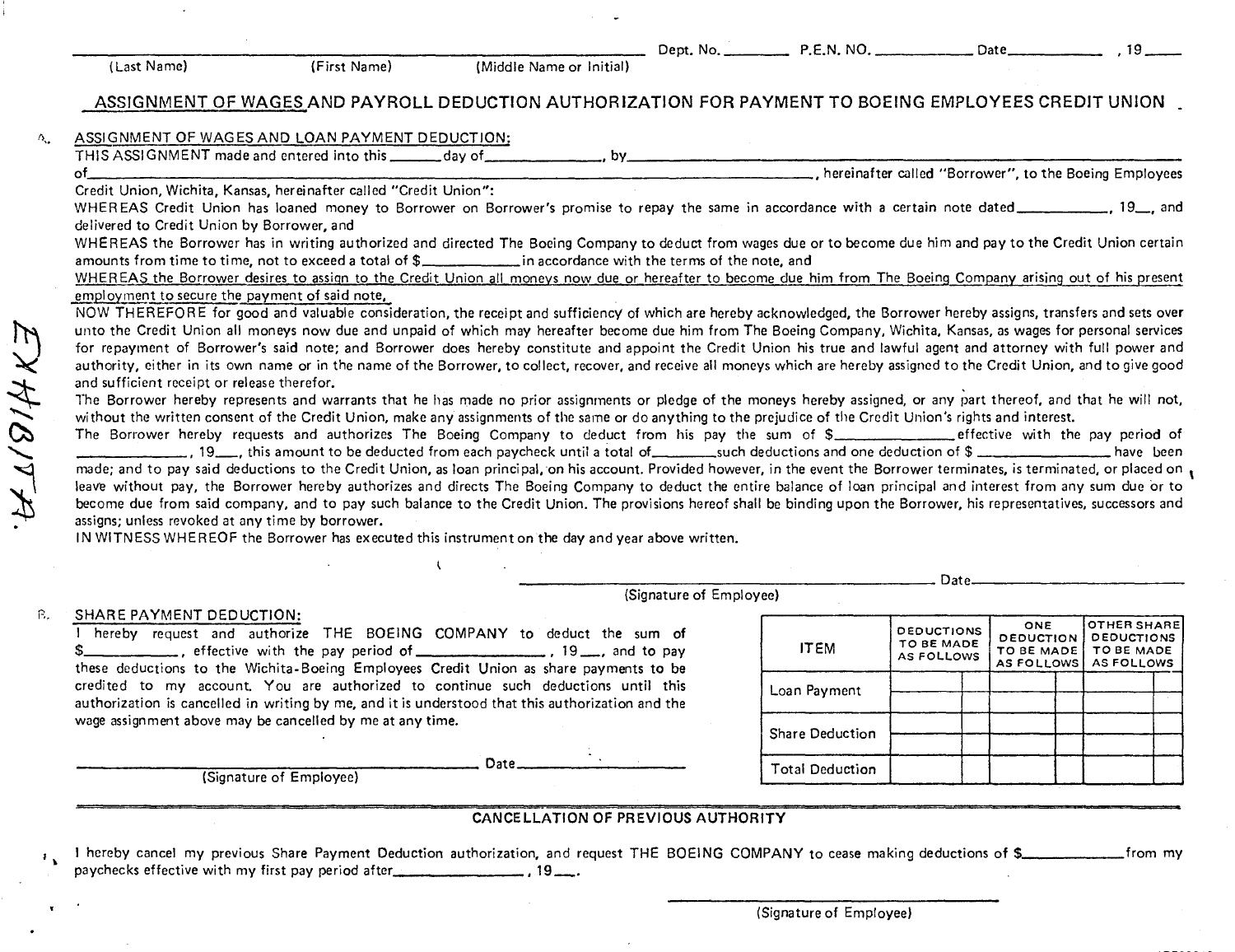(Last Name) (First Name) (Middle Name or Initial) Dept. No.\_\_\_\_\_\_\_ P.E.N. NO.\_\_\_\_\_\_\_\_\_\_ Date\_\_\_\_\_\_\_\_\_\_, 19\_\_\_\_

## ASSIGNMENT OF WAGES AND PAYROLL DEDUCTION AUTHORIZATION FOR PAYMENT TO BOEING EMPLOYEES CREDIT UNION

EXHIBIT A.

A. ASSIGNMENT OF WAGES AND LOAN PAYMENT DEDUCTION:

THIS ASSIGNMENT made and entered into this \_\_\_\_\_\_ day of \_\_\_\_\_\_\_\_\_\_\_\_\_\_, by \_\_\_\_\_\_\_\_\_\_\_\_\_\_\_\_\_\_\_\_\_\_\_\_\_\_\_\_\_\_\_\_\_\_\_\_\_\_\_\_
of \_\_\_\_\_\_\_\_\_\_\_\_\_\_\_\_\_\_\_\_\_\_\_\_\_\_\_\_\_\_\_\_\_\_\_\_\_\_\_\_\_\_\_\_\_\_\_\_, hereinafter called "Borrower", to the Boeing Employees Credit Union, Wichita, Kansas, hereinafter called "Credit Union":

WHEREAS Credit Union has loaned money to Borrower on Borrower's promise to repay the same in accordance with a certain note dated \_\_\_\_\_\_\_\_\_\_\_\_, 19\_\_, and delivered to Credit Union by Borrower, and

WHEREAS the Borrower has in writing authorized and directed The Boeing Company to deduct from wages due or to become due him and pay to the Credit Union certain amounts from time to time, not to exceed a total of $\_\_\_\_\_\_\_\_\_\_\_\_ in accordance with the terms of the note, and

WHEREAS the Borrower desires to assign to the Credit Union all moneys now due or hereafter to become due him from The Boeing Company arising out of his present employment to secure the payment of said note,

NOW THEREFORE for good and valuable consideration, the receipt and sufficiency of which are hereby acknowledged, the Borrower hereby assigns, transfers and sets over unto the Credit Union all moneys now due and unpaid of which may hereafter become due him from The Boeing Company, Wichita, Kansas, as wages for personal services for repayment of Borrower's said note; and Borrower does hereby constitute and appoint the Credit Union his true and lawful agent and attorney with full power and authority, either in its own name or in the name of the Borrower, to collect, recover, and receive all moneys which are hereby assigned to the Credit Union, and to give good and sufficient receipt or release therefor.

The Borrower hereby represents and warrants that he has made no prior assignments or pledge of the moneys hereby assigned, or any part thereof, and that he will not, without the written consent of the Credit Union, make any assignments of the same or do anything to the prejudice of the Credit Union's rights and interest.

The Borrower hereby requests and authorizes The Boeing Company to deduct from his pay the sum of $\_\_\_\_\_\_\_\_\_\_\_\_\_\_ effective with the pay period of \_\_\_\_\_\_\_\_\_\_\_\_, 19\_\_\_, this amount to be deducted from each paycheck until a total of \_\_\_\_\_\_\_\_ such deductions and one deduction of $ \_\_\_\_\_\_\_\_\_\_\_\_\_\_\_\_ have been made; and to pay said deductions to the Credit Union, as loan principal, on his account. Provided however, in the event the Borrower terminates, is terminated, or placed on leave without pay, the Borrower hereby authorizes and directs The Boeing Company to deduct the entire balance of loan principal and interest from any sum due or to become due from said company, and to pay such balance to the Credit Union. The provisions hereof shall be binding upon the Borrower, his representatives, successors and assigns; unless revoked at any time by borrower.

IN WITNESS WHEREOF the Borrower has executed this instrument on the day and year above written.

\_\_\_\_\_\_\_\_\_\_\_\_\_\_\_\_\_\_\_\_\_\_\_\_\_\_\_\_\_\_\_\_\_\_\_\_ Date\_\_\_\_\_\_\_\_\_\_\_\_\_\_\_\_\_\_
(Signature of Employee)

B. SHARE PAYMENT DEDUCTION:

I hereby request and authorize THE BOEING COMPANY to deduct the sum of $\_\_\_\_\_\_\_\_, effective with the pay period of \_\_\_\_\_\_\_\_\_\_\_\_\_\_, 19\_\_\_, and to pay these deductions to the Wichita-Boeing Employees Credit Union as share payments to be credited to my account. You are authorized to continue such deductions until this authorization is cancelled in writing by me, and it is understood that this authorization and the wage assignment above may be cancelled by me at any time.

\_\_\_\_\_\_\_\_\_\_\_\_\_\_\_\_\_\_\_\_\_\_\_\_\_\_\_\_\_\_\_\_\_\_\_\_ Date\_\_\_\_\_\_\_\_\_\_\_\_\_\_\_\_\_\_
(Signature of Employee)

| ITEM | DEDUCTIONS TO BE MADE AS FOLLOWS | | ONE DEDUCTION TO BE MADE AS FOLLOWS | | OTHER SHARE DEDUCTIONS TO BE MADE AS FOLLOWS | |
|---|---|---|---|---|---|---|
| Loan Payment | | | | | | |
| Share Deduction | | | | | | |
| Total Deduction | | | | | | |

### CANCELLATION OF PREVIOUS AUTHORITY

I hereby cancel my previous Share Payment Deduction authorization, and request THE BOEING COMPANY to cease making deductions of $\_\_\_\_\_\_\_\_\_\_\_\_ from my paychecks effective with my first pay period after \_\_\_\_\_\_\_\_\_\_\_\_\_\_\_, 19\_\_\_.

\_\_\_\_\_\_\_\_\_\_\_\_\_\_\_\_\_\_\_\_\_\_\_\_\_\_\_\_\_\_\_\_\_\_\_\_
(Signature of Employee)